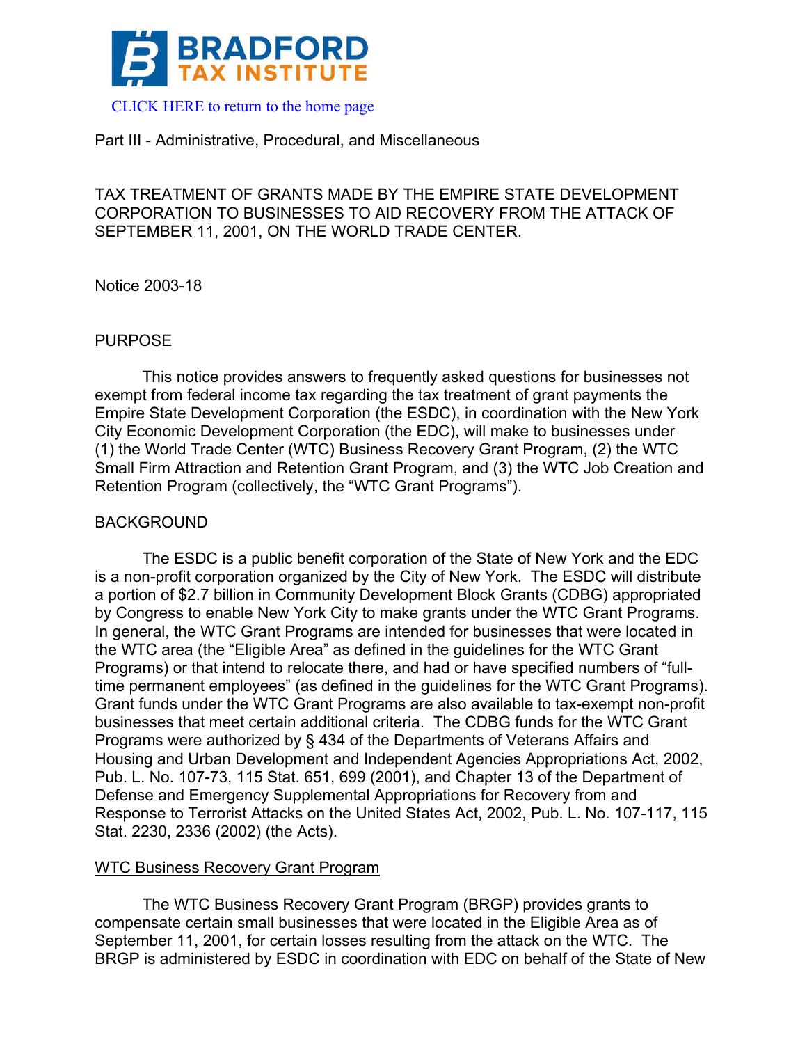CLICK HERE to return to the home page

Part III - Administrative, Procedural, and Miscellaneous

# TAX TREATMENT OF GRANTS MADE BY THE EMPIRE STATE DEVELOPMENT CORPORATION TO BUSINESSES TO AID RECOVERY FROM THE ATTACK OF SEPTEMBER 11, 2001, ON THE WORLD TRADE CENTER.

Notice 2003-18

## PURPOSE

This notice provides answers to frequently asked questions for businesses not exempt from federal income tax regarding the tax treatment of grant payments the Empire State Development Corporation (the ESDC), in coordination with the New York City Economic Development Corporation (the EDC), will make to businesses under (1) the World Trade Center (WTC) Business Recovery Grant Program, (2) the WTC Small Firm Attraction and Retention Grant Program, and (3) the WTC Job Creation and Retention Program (collectively, the "WTC Grant Programs").

## BACKGROUND

The ESDC is a public benefit corporation of the State of New York and the EDC is a non-profit corporation organized by the City of New York. The ESDC will distribute a portion of $2.7 billion in Community Development Block Grants (CDBG) appropriated by Congress to enable New York City to make grants under the WTC Grant Programs. In general, the WTC Grant Programs are intended for businesses that were located in the WTC area (the "Eligible Area" as defined in the guidelines for the WTC Grant Programs) or that intend to relocate there, and had or have specified numbers of "full-time permanent employees" (as defined in the guidelines for the WTC Grant Programs). Grant funds under the WTC Grant Programs are also available to tax-exempt non-profit businesses that meet certain additional criteria. The CDBG funds for the WTC Grant Programs were authorized by § 434 of the Departments of Veterans Affairs and Housing and Urban Development and Independent Agencies Appropriations Act, 2002, Pub. L. No. 107-73, 115 Stat. 651, 699 (2001), and Chapter 13 of the Department of Defense and Emergency Supplemental Appropriations for Recovery from and Response to Terrorist Attacks on the United States Act, 2002, Pub. L. No. 107-117, 115 Stat. 2230, 2336 (2002) (the Acts).

### WTC Business Recovery Grant Program

The WTC Business Recovery Grant Program (BRGP) provides grants to compensate certain small businesses that were located in the Eligible Area as of September 11, 2001, for certain losses resulting from the attack on the WTC. The BRGP is administered by ESDC in coordination with EDC on behalf of the State of New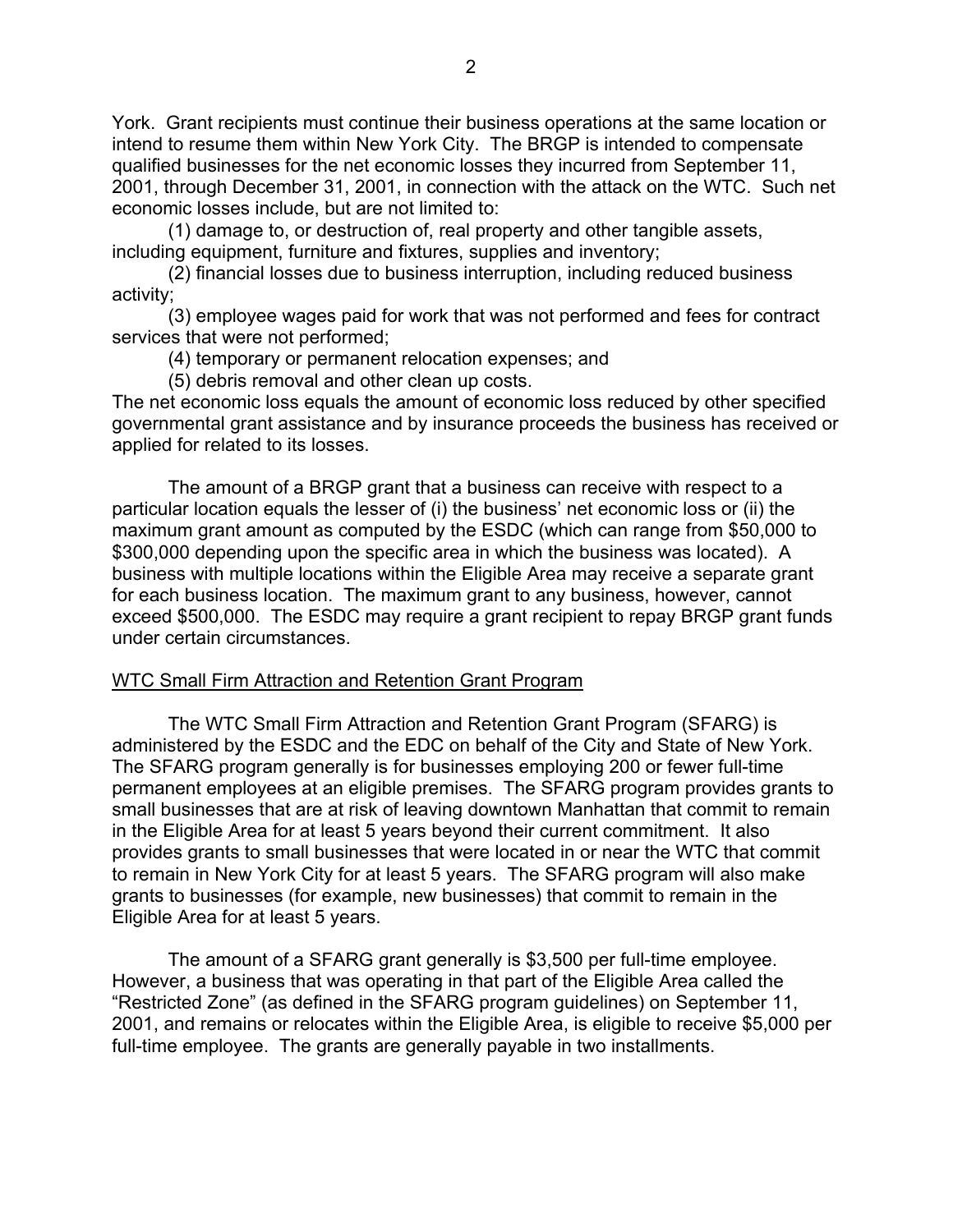York. Grant recipients must continue their business operations at the same location or intend to resume them within New York City. The BRGP is intended to compensate qualified businesses for the net economic losses they incurred from September 11, 2001, through December 31, 2001, in connection with the attack on the WTC. Such net economic losses include, but are not limited to:

(1) damage to, or destruction of, real property and other tangible assets, including equipment, furniture and fixtures, supplies and inventory;

(2) financial losses due to business interruption, including reduced business activity;

(3) employee wages paid for work that was not performed and fees for contract services that were not performed;

(4) temporary or permanent relocation expenses; and

(5) debris removal and other clean up costs.

The net economic loss equals the amount of economic loss reduced by other specified governmental grant assistance and by insurance proceeds the business has received or applied for related to its losses.

The amount of a BRGP grant that a business can receive with respect to a particular location equals the lesser of (i) the business' net economic loss or (ii) the maximum grant amount as computed by the ESDC (which can range from $50,000 to $300,000 depending upon the specific area in which the business was located). A business with multiple locations within the Eligible Area may receive a separate grant for each business location. The maximum grant to any business, however, cannot exceed $500,000. The ESDC may require a grant recipient to repay BRGP grant funds under certain circumstances.

## WTC Small Firm Attraction and Retention Grant Program

The WTC Small Firm Attraction and Retention Grant Program (SFARG) is administered by the ESDC and the EDC on behalf of the City and State of New York. The SFARG program generally is for businesses employing 200 or fewer full-time permanent employees at an eligible premises. The SFARG program provides grants to small businesses that are at risk of leaving downtown Manhattan that commit to remain in the Eligible Area for at least 5 years beyond their current commitment. It also provides grants to small businesses that were located in or near the WTC that commit to remain in New York City for at least 5 years. The SFARG program will also make grants to businesses (for example, new businesses) that commit to remain in the Eligible Area for at least 5 years.

The amount of a SFARG grant generally is $3,500 per full-time employee. However, a business that was operating in that part of the Eligible Area called the "Restricted Zone" (as defined in the SFARG program guidelines) on September 11, 2001, and remains or relocates within the Eligible Area, is eligible to receive $5,000 per full-time employee. The grants are generally payable in two installments.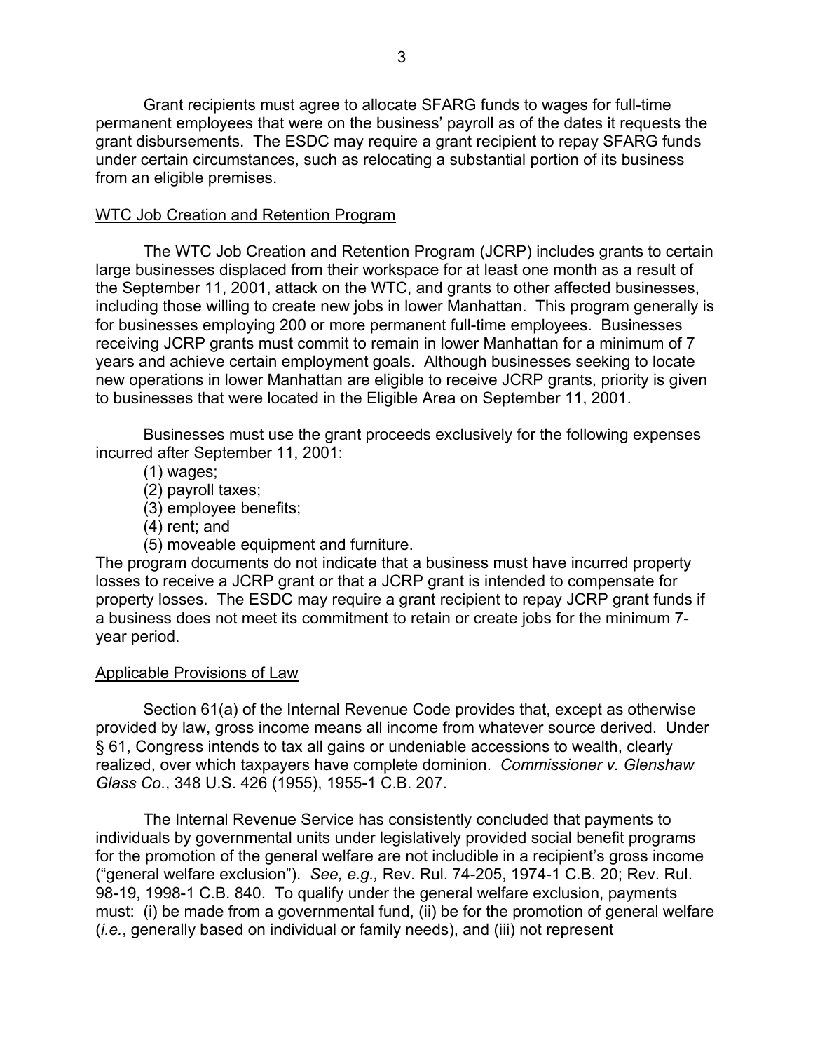Grant recipients must agree to allocate SFARG funds to wages for full-time permanent employees that were on the business' payroll as of the dates it requests the grant disbursements. The ESDC may require a grant recipient to repay SFARG funds under certain circumstances, such as relocating a substantial portion of its business from an eligible premises.

<u>WTC Job Creation and Retention Program</u>

The WTC Job Creation and Retention Program (JCRP) includes grants to certain large businesses displaced from their workspace for at least one month as a result of the September 11, 2001, attack on the WTC, and grants to other affected businesses, including those willing to create new jobs in lower Manhattan. This program generally is for businesses employing 200 or more permanent full-time employees. Businesses receiving JCRP grants must commit to remain in lower Manhattan for a minimum of 7 years and achieve certain employment goals. Although businesses seeking to locate new operations in lower Manhattan are eligible to receive JCRP grants, priority is given to businesses that were located in the Eligible Area on September 11, 2001.

Businesses must use the grant proceeds exclusively for the following expenses incurred after September 11, 2001:

(1) wages;
(2) payroll taxes;
(3) employee benefits;
(4) rent; and
(5) moveable equipment and furniture.

The program documents do not indicate that a business must have incurred property losses to receive a JCRP grant or that a JCRP grant is intended to compensate for property losses. The ESDC may require a grant recipient to repay JCRP grant funds if a business does not meet its commitment to retain or create jobs for the minimum 7-year period.

<u>Applicable Provisions of Law</u>

Section 61(a) of the Internal Revenue Code provides that, except as otherwise provided by law, gross income means all income from whatever source derived. Under § 61, Congress intends to tax all gains or undeniable accessions to wealth, clearly realized, over which taxpayers have complete dominion. *Commissioner v. Glenshaw Glass Co.*, 348 U.S. 426 (1955), 1955-1 C.B. 207.

The Internal Revenue Service has consistently concluded that payments to individuals by governmental units under legislatively provided social benefit programs for the promotion of the general welfare are not includible in a recipient's gross income ("general welfare exclusion"). *See, e.g.,* Rev. Rul. 74-205, 1974-1 C.B. 20; Rev. Rul. 98-19, 1998-1 C.B. 840. To qualify under the general welfare exclusion, payments must: (i) be made from a governmental fund, (ii) be for the promotion of general welfare (*i.e.*, generally based on individual or family needs), and (iii) not represent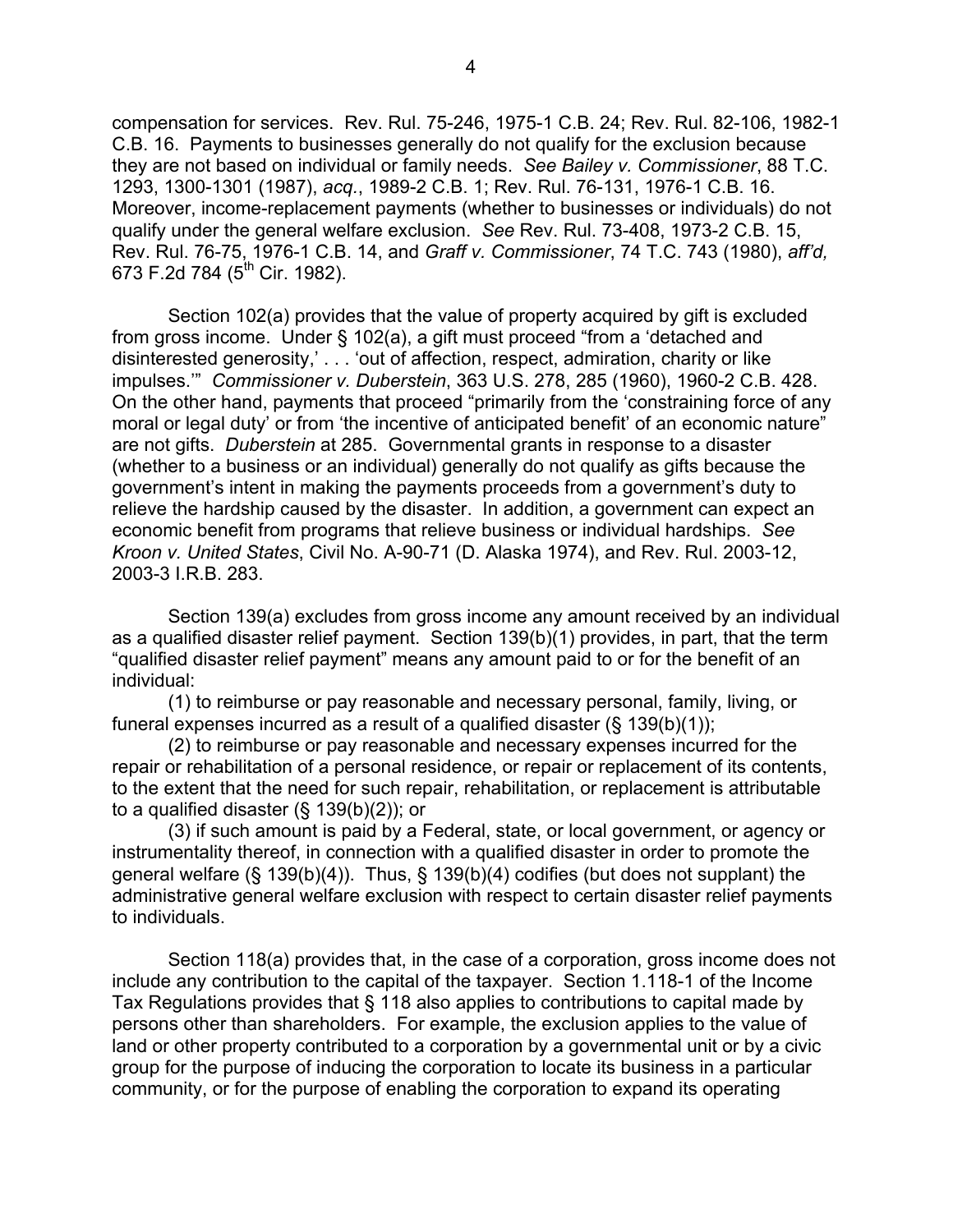compensation for services. Rev. Rul. 75-246, 1975-1 C.B. 24; Rev. Rul. 82-106, 1982-1 C.B. 16. Payments to businesses generally do not qualify for the exclusion because they are not based on individual or family needs. *See Bailey v. Commissioner*, 88 T.C. 1293, 1300-1301 (1987), *acq.*, 1989-2 C.B. 1; Rev. Rul. 76-131, 1976-1 C.B. 16. Moreover, income-replacement payments (whether to businesses or individuals) do not qualify under the general welfare exclusion. *See* Rev. Rul. 73-408, 1973-2 C.B. 15, Rev. Rul. 76-75, 1976-1 C.B. 14, and *Graff v. Commissioner*, 74 T.C. 743 (1980), *aff'd,* 673 F.2d 784 (5th Cir. 1982).

Section 102(a) provides that the value of property acquired by gift is excluded from gross income. Under § 102(a), a gift must proceed "from a 'detached and disinterested generosity,' . . . 'out of affection, respect, admiration, charity or like impulses.'" *Commissioner v. Duberstein*, 363 U.S. 278, 285 (1960), 1960-2 C.B. 428. On the other hand, payments that proceed "primarily from the 'constraining force of any moral or legal duty' or from 'the incentive of anticipated benefit' of an economic nature" are not gifts. *Duberstein* at 285. Governmental grants in response to a disaster (whether to a business or an individual) generally do not qualify as gifts because the government's intent in making the payments proceeds from a government's duty to relieve the hardship caused by the disaster. In addition, a government can expect an economic benefit from programs that relieve business or individual hardships. *See Kroon v. United States*, Civil No. A-90-71 (D. Alaska 1974), and Rev. Rul. 2003-12, 2003-3 I.R.B. 283.

Section 139(a) excludes from gross income any amount received by an individual as a qualified disaster relief payment. Section 139(b)(1) provides, in part, that the term "qualified disaster relief payment" means any amount paid to or for the benefit of an individual:

(1) to reimburse or pay reasonable and necessary personal, family, living, or funeral expenses incurred as a result of a qualified disaster (§ 139(b)(1));

(2) to reimburse or pay reasonable and necessary expenses incurred for the repair or rehabilitation of a personal residence, or repair or replacement of its contents, to the extent that the need for such repair, rehabilitation, or replacement is attributable to a qualified disaster (§ 139(b)(2)); or

(3) if such amount is paid by a Federal, state, or local government, or agency or instrumentality thereof, in connection with a qualified disaster in order to promote the general welfare (§ 139(b)(4)). Thus, § 139(b)(4) codifies (but does not supplant) the administrative general welfare exclusion with respect to certain disaster relief payments to individuals.

Section 118(a) provides that, in the case of a corporation, gross income does not include any contribution to the capital of the taxpayer. Section 1.118-1 of the Income Tax Regulations provides that § 118 also applies to contributions to capital made by persons other than shareholders. For example, the exclusion applies to the value of land or other property contributed to a corporation by a governmental unit or by a civic group for the purpose of inducing the corporation to locate its business in a particular community, or for the purpose of enabling the corporation to expand its operating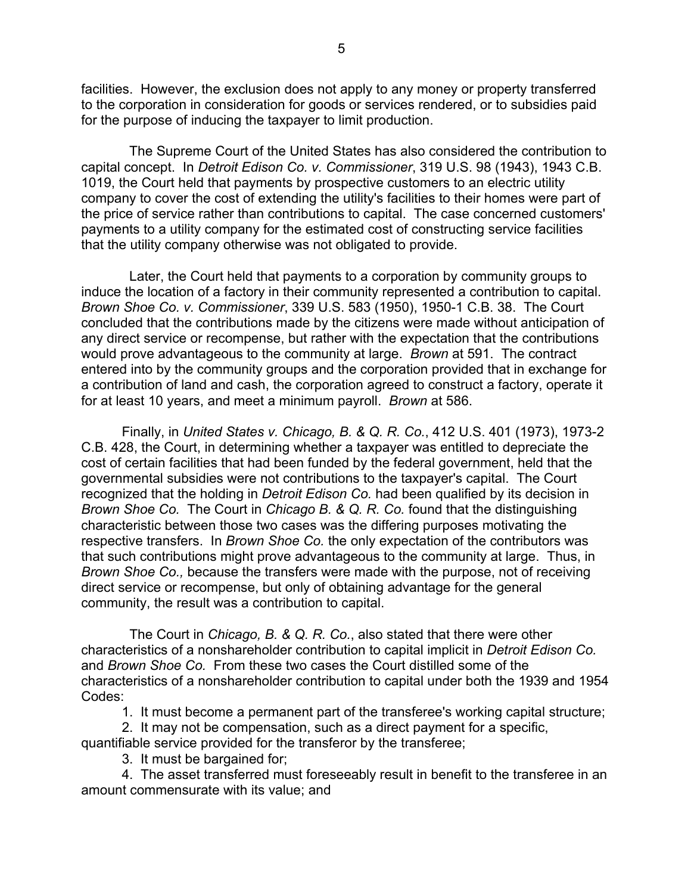facilities. However, the exclusion does not apply to any money or property transferred to the corporation in consideration for goods or services rendered, or to subsidies paid for the purpose of inducing the taxpayer to limit production.

The Supreme Court of the United States has also considered the contribution to capital concept. In *Detroit Edison Co. v. Commissioner*, 319 U.S. 98 (1943), 1943 C.B. 1019, the Court held that payments by prospective customers to an electric utility company to cover the cost of extending the utility's facilities to their homes were part of the price of service rather than contributions to capital. The case concerned customers' payments to a utility company for the estimated cost of constructing service facilities that the utility company otherwise was not obligated to provide.

Later, the Court held that payments to a corporation by community groups to induce the location of a factory in their community represented a contribution to capital. *Brown Shoe Co. v. Commissioner*, 339 U.S. 583 (1950), 1950-1 C.B. 38. The Court concluded that the contributions made by the citizens were made without anticipation of any direct service or recompense, but rather with the expectation that the contributions would prove advantageous to the community at large. *Brown* at 591. The contract entered into by the community groups and the corporation provided that in exchange for a contribution of land and cash, the corporation agreed to construct a factory, operate it for at least 10 years, and meet a minimum payroll. *Brown* at 586.

Finally, in *United States v. Chicago, B. & Q. R. Co.*, 412 U.S. 401 (1973), 1973-2 C.B. 428, the Court, in determining whether a taxpayer was entitled to depreciate the cost of certain facilities that had been funded by the federal government, held that the governmental subsidies were not contributions to the taxpayer's capital. The Court recognized that the holding in *Detroit Edison Co.* had been qualified by its decision in *Brown Shoe Co.* The Court in *Chicago B. & Q. R. Co.* found that the distinguishing characteristic between those two cases was the differing purposes motivating the respective transfers. In *Brown Shoe Co.* the only expectation of the contributors was that such contributions might prove advantageous to the community at large. Thus, in *Brown Shoe Co.,* because the transfers were made with the purpose, not of receiving direct service or recompense, but only of obtaining advantage for the general community, the result was a contribution to capital.

The Court in *Chicago, B. & Q. R. Co.*, also stated that there were other characteristics of a nonshareholder contribution to capital implicit in *Detroit Edison Co.* and *Brown Shoe Co.* From these two cases the Court distilled some of the characteristics of a nonshareholder contribution to capital under both the 1939 and 1954 Codes:

1. It must become a permanent part of the transferee's working capital structure;
2. It may not be compensation, such as a direct payment for a specific, quantifiable service provided for the transferor by the transferee;
3. It must be bargained for;
4. The asset transferred must foreseeably result in benefit to the transferee in an amount commensurate with its value; and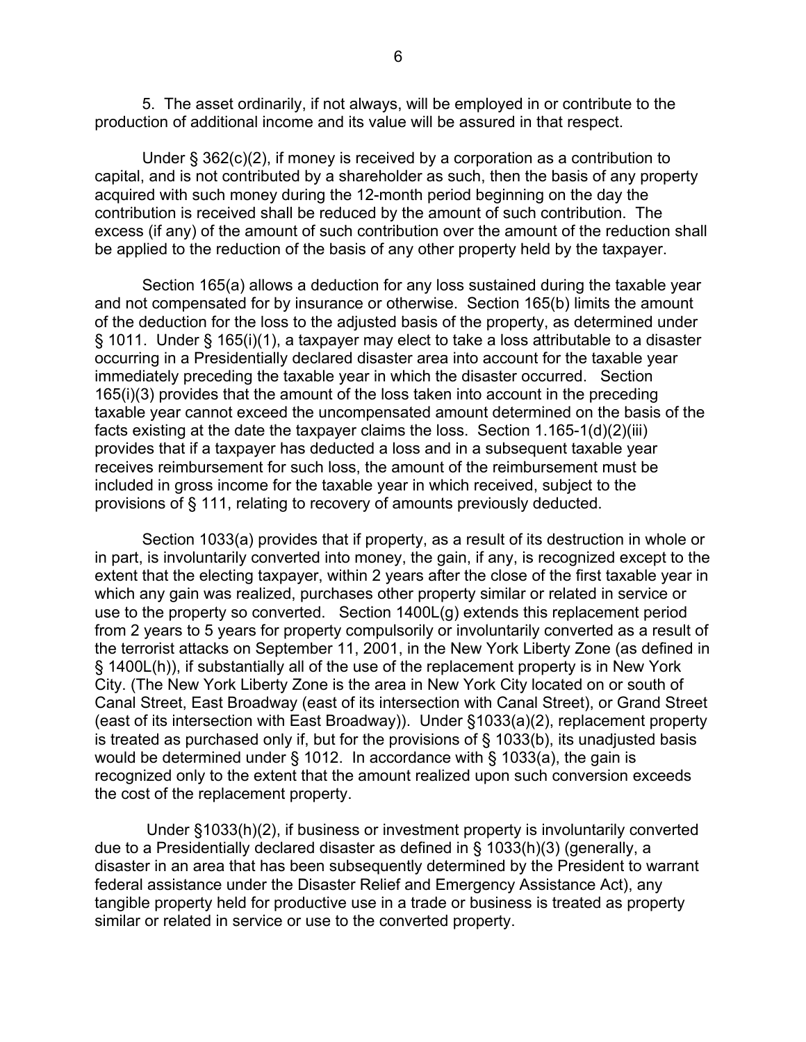5. The asset ordinarily, if not always, will be employed in or contribute to the production of additional income and its value will be assured in that respect.

Under § 362(c)(2), if money is received by a corporation as a contribution to capital, and is not contributed by a shareholder as such, then the basis of any property acquired with such money during the 12-month period beginning on the day the contribution is received shall be reduced by the amount of such contribution. The excess (if any) of the amount of such contribution over the amount of the reduction shall be applied to the reduction of the basis of any other property held by the taxpayer.

Section 165(a) allows a deduction for any loss sustained during the taxable year and not compensated for by insurance or otherwise. Section 165(b) limits the amount of the deduction for the loss to the adjusted basis of the property, as determined under § 1011. Under § 165(i)(1), a taxpayer may elect to take a loss attributable to a disaster occurring in a Presidentially declared disaster area into account for the taxable year immediately preceding the taxable year in which the disaster occurred. Section 165(i)(3) provides that the amount of the loss taken into account in the preceding taxable year cannot exceed the uncompensated amount determined on the basis of the facts existing at the date the taxpayer claims the loss. Section 1.165-1(d)(2)(iii) provides that if a taxpayer has deducted a loss and in a subsequent taxable year receives reimbursement for such loss, the amount of the reimbursement must be included in gross income for the taxable year in which received, subject to the provisions of § 111, relating to recovery of amounts previously deducted.

Section 1033(a) provides that if property, as a result of its destruction in whole or in part, is involuntarily converted into money, the gain, if any, is recognized except to the extent that the electing taxpayer, within 2 years after the close of the first taxable year in which any gain was realized, purchases other property similar or related in service or use to the property so converted. Section 1400L(g) extends this replacement period from 2 years to 5 years for property compulsorily or involuntarily converted as a result of the terrorist attacks on September 11, 2001, in the New York Liberty Zone (as defined in § 1400L(h)), if substantially all of the use of the replacement property is in New York City. (The New York Liberty Zone is the area in New York City located on or south of Canal Street, East Broadway (east of its intersection with Canal Street), or Grand Street (east of its intersection with East Broadway)). Under §1033(a)(2), replacement property is treated as purchased only if, but for the provisions of § 1033(b), its unadjusted basis would be determined under § 1012. In accordance with § 1033(a), the gain is recognized only to the extent that the amount realized upon such conversion exceeds the cost of the replacement property.

Under §1033(h)(2), if business or investment property is involuntarily converted due to a Presidentially declared disaster as defined in § 1033(h)(3) (generally, a disaster in an area that has been subsequently determined by the President to warrant federal assistance under the Disaster Relief and Emergency Assistance Act), any tangible property held for productive use in a trade or business is treated as property similar or related in service or use to the converted property.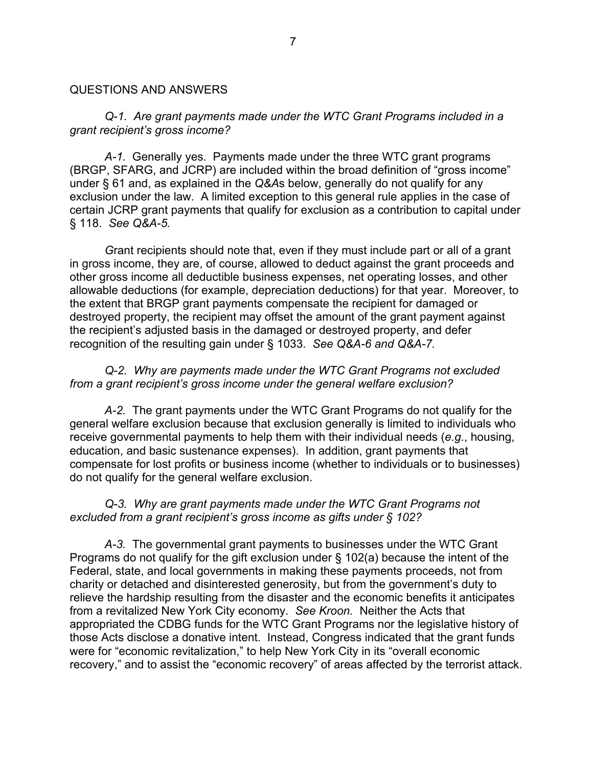QUESTIONS AND ANSWERS

*Q-1. Are grant payments made under the WTC Grant Programs included in a grant recipient's gross income?*

*A-1.* Generally yes. Payments made under the three WTC grant programs (BRGP, SFARG, and JCRP) are included within the broad definition of "gross income" under § 61 and, as explained in the *Q&A*s below, generally do not qualify for any exclusion under the law. A limited exception to this general rule applies in the case of certain JCRP grant payments that qualify for exclusion as a contribution to capital under § 118. *See Q&A-5.*

*G*rant recipients should note that, even if they must include part or all of a grant in gross income, they are, of course, allowed to deduct against the grant proceeds and other gross income all deductible business expenses, net operating losses, and other allowable deductions (for example, depreciation deductions) for that year. Moreover, to the extent that BRGP grant payments compensate the recipient for damaged or destroyed property, the recipient may offset the amount of the grant payment against the recipient's adjusted basis in the damaged or destroyed property, and defer recognition of the resulting gain under § 1033. *See Q&A-6 and Q&A-7.*

*Q-2. Why are payments made under the WTC Grant Programs not excluded from a grant recipient's gross income under the general welfare exclusion?*

*A-2.* The grant payments under the WTC Grant Programs do not qualify for the general welfare exclusion because that exclusion generally is limited to individuals who receive governmental payments to help them with their individual needs (*e.g.*, housing, education, and basic sustenance expenses). In addition, grant payments that compensate for lost profits or business income (whether to individuals or to businesses) do not qualify for the general welfare exclusion.

*Q-3. Why are grant payments made under the WTC Grant Programs not excluded from a grant recipient's gross income as gifts under § 102?*

*A-3.* The governmental grant payments to businesses under the WTC Grant Programs do not qualify for the gift exclusion under § 102(a) because the intent of the Federal, state, and local governments in making these payments proceeds, not from charity or detached and disinterested generosity, but from the government's duty to relieve the hardship resulting from the disaster and the economic benefits it anticipates from a revitalized New York City economy. *See Kroon.* Neither the Acts that appropriated the CDBG funds for the WTC Grant Programs nor the legislative history of those Acts disclose a donative intent. Instead, Congress indicated that the grant funds were for "economic revitalization," to help New York City in its "overall economic recovery," and to assist the "economic recovery" of areas affected by the terrorist attack.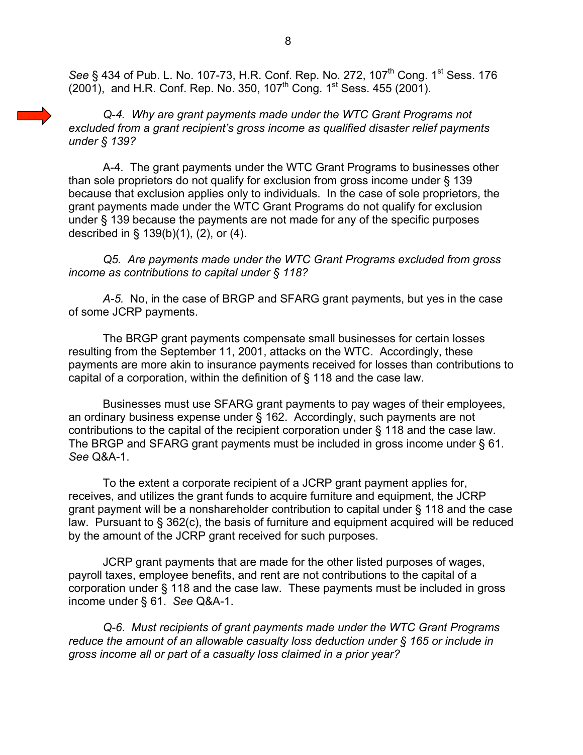*See* § 434 of Pub. L. No. 107-73, H.R. Conf. Rep. No. 272, 107th Cong. 1st Sess. 176 (2001), and H.R. Conf. Rep. No. 350, 107th Cong. 1st Sess. 455 (2001).

*Q-4. Why are grant payments made under the WTC Grant Programs not excluded from a grant recipient's gross income as qualified disaster relief payments under § 139?*

A-4. The grant payments under the WTC Grant Programs to businesses other than sole proprietors do not qualify for exclusion from gross income under § 139 because that exclusion applies only to individuals. In the case of sole proprietors, the grant payments made under the WTC Grant Programs do not qualify for exclusion under § 139 because the payments are not made for any of the specific purposes described in § 139(b)(1), (2), or (4).

*Q5. Are payments made under the WTC Grant Programs excluded from gross income as contributions to capital under § 118?*

*A-5.* No, in the case of BRGP and SFARG grant payments, but yes in the case of some JCRP payments.

The BRGP grant payments compensate small businesses for certain losses resulting from the September 11, 2001, attacks on the WTC. Accordingly, these payments are more akin to insurance payments received for losses than contributions to capital of a corporation, within the definition of § 118 and the case law.

Businesses must use SFARG grant payments to pay wages of their employees, an ordinary business expense under § 162. Accordingly, such payments are not contributions to the capital of the recipient corporation under § 118 and the case law. The BRGP and SFARG grant payments must be included in gross income under § 61. *See* Q&A-1.

To the extent a corporate recipient of a JCRP grant payment applies for, receives, and utilizes the grant funds to acquire furniture and equipment, the JCRP grant payment will be a nonshareholder contribution to capital under § 118 and the case law. Pursuant to § 362(c), the basis of furniture and equipment acquired will be reduced by the amount of the JCRP grant received for such purposes.

JCRP grant payments that are made for the other listed purposes of wages, payroll taxes, employee benefits, and rent are not contributions to the capital of a corporation under § 118 and the case law. These payments must be included in gross income under § 61. *See* Q&A-1.

*Q-6. Must recipients of grant payments made under the WTC Grant Programs reduce the amount of an allowable casualty loss deduction under § 165 or include in gross income all or part of a casualty loss claimed in a prior year?*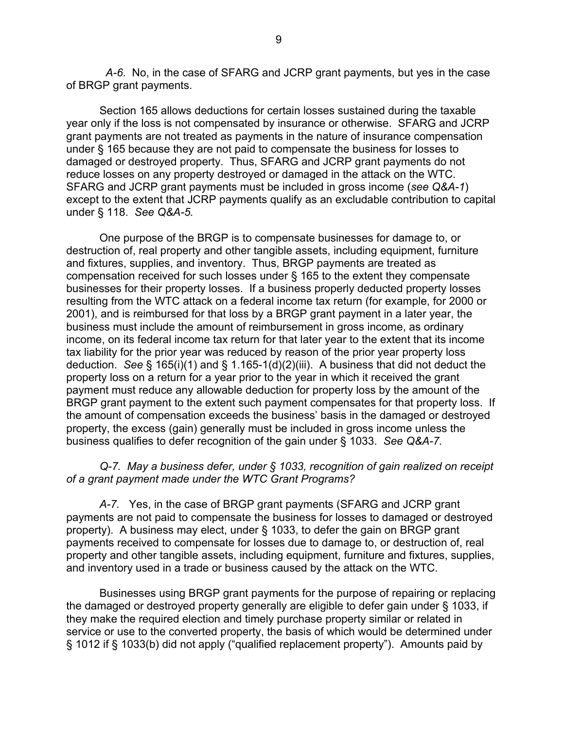*A-6*. No, in the case of SFARG and JCRP grant payments, but yes in the case of BRGP grant payments.

Section 165 allows deductions for certain losses sustained during the taxable year only if the loss is not compensated by insurance or otherwise. SFARG and JCRP grant payments are not treated as payments in the nature of insurance compensation under § 165 because they are not paid to compensate the business for losses to damaged or destroyed property. Thus, SFARG and JCRP grant payments do not reduce losses on any property destroyed or damaged in the attack on the WTC. SFARG and JCRP grant payments must be included in gross income (*see Q&A-1*) except to the extent that JCRP payments qualify as an excludable contribution to capital under § 118. *See Q&A-5.*

One purpose of the BRGP is to compensate businesses for damage to, or destruction of, real property and other tangible assets, including equipment, furniture and fixtures, supplies, and inventory. Thus, BRGP payments are treated as compensation received for such losses under § 165 to the extent they compensate businesses for their property losses. If a business properly deducted property losses resulting from the WTC attack on a federal income tax return (for example, for 2000 or 2001), and is reimbursed for that loss by a BRGP grant payment in a later year, the business must include the amount of reimbursement in gross income, as ordinary income, on its federal income tax return for that later year to the extent that its income tax liability for the prior year was reduced by reason of the prior year property loss deduction. *See* § 165(i)(1) and § 1.165-1(d)(2)(iii). A business that did not deduct the property loss on a return for a year prior to the year in which it received the grant payment must reduce any allowable deduction for property loss by the amount of the BRGP grant payment to the extent such payment compensates for that property loss. If the amount of compensation exceeds the business' basis in the damaged or destroyed property, the excess (gain) generally must be included in gross income unless the business qualifies to defer recognition of the gain under § 1033. *See Q&A-7.*

*Q-7. May a business defer, under § 1033, recognition of gain realized on receipt of a grant payment made under the WTC Grant Programs?*

*A-7.* Yes, in the case of BRGP grant payments (SFARG and JCRP grant payments are not paid to compensate the business for losses to damaged or destroyed property). A business may elect, under § 1033, to defer the gain on BRGP grant payments received to compensate for losses due to damage to, or destruction of, real property and other tangible assets, including equipment, furniture and fixtures, supplies, and inventory used in a trade or business caused by the attack on the WTC.

Businesses using BRGP grant payments for the purpose of repairing or replacing the damaged or destroyed property generally are eligible to defer gain under § 1033, if they make the required election and timely purchase property similar or related in service or use to the converted property, the basis of which would be determined under § 1012 if § 1033(b) did not apply ("qualified replacement property"). Amounts paid by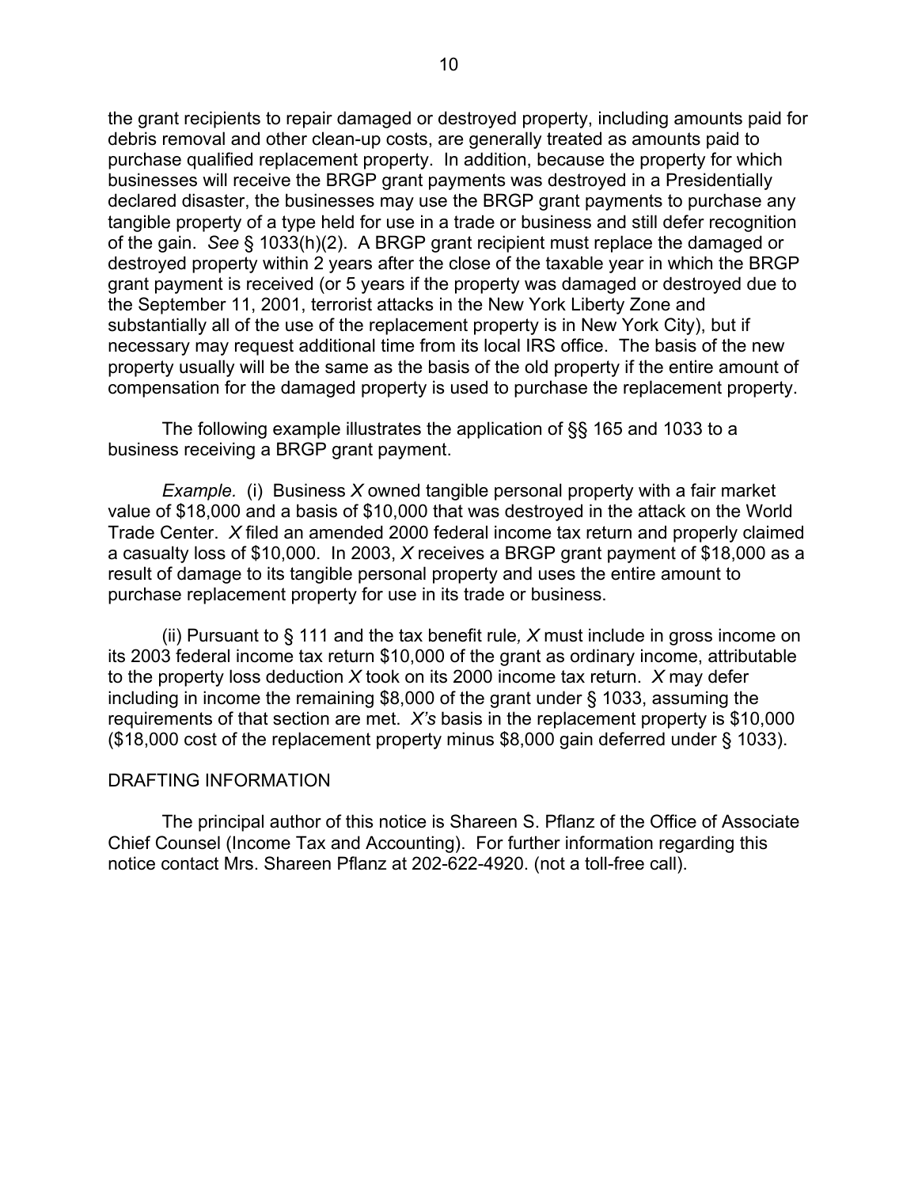the grant recipients to repair damaged or destroyed property, including amounts paid for debris removal and other clean-up costs, are generally treated as amounts paid to purchase qualified replacement property. In addition, because the property for which businesses will receive the BRGP grant payments was destroyed in a Presidentially declared disaster, the businesses may use the BRGP grant payments to purchase any tangible property of a type held for use in a trade or business and still defer recognition of the gain. *See* § 1033(h)(2). A BRGP grant recipient must replace the damaged or destroyed property within 2 years after the close of the taxable year in which the BRGP grant payment is received (or 5 years if the property was damaged or destroyed due to the September 11, 2001, terrorist attacks in the New York Liberty Zone and substantially all of the use of the replacement property is in New York City), but if necessary may request additional time from its local IRS office. The basis of the new property usually will be the same as the basis of the old property if the entire amount of compensation for the damaged property is used to purchase the replacement property.

The following example illustrates the application of §§ 165 and 1033 to a business receiving a BRGP grant payment.

*Example.* (i) Business *X* owned tangible personal property with a fair market value of $18,000 and a basis of $10,000 that was destroyed in the attack on the World Trade Center. *X* filed an amended 2000 federal income tax return and properly claimed a casualty loss of $10,000. In 2003, *X* receives a BRGP grant payment of $18,000 as a result of damage to its tangible personal property and uses the entire amount to purchase replacement property for use in its trade or business.

(ii) Pursuant to § 111 and the tax benefit rule*, X* must include in gross income on its 2003 federal income tax return $10,000 of the grant as ordinary income, attributable to the property loss deduction *X* took on its 2000 income tax return. *X* may defer including in income the remaining $8,000 of the grant under § 1033, assuming the requirements of that section are met. *X's* basis in the replacement property is $10,000 ($18,000 cost of the replacement property minus $8,000 gain deferred under § 1033).

DRAFTING INFORMATION

The principal author of this notice is Shareen S. Pflanz of the Office of Associate Chief Counsel (Income Tax and Accounting). For further information regarding this notice contact Mrs. Shareen Pflanz at 202-622-4920. (not a toll-free call).